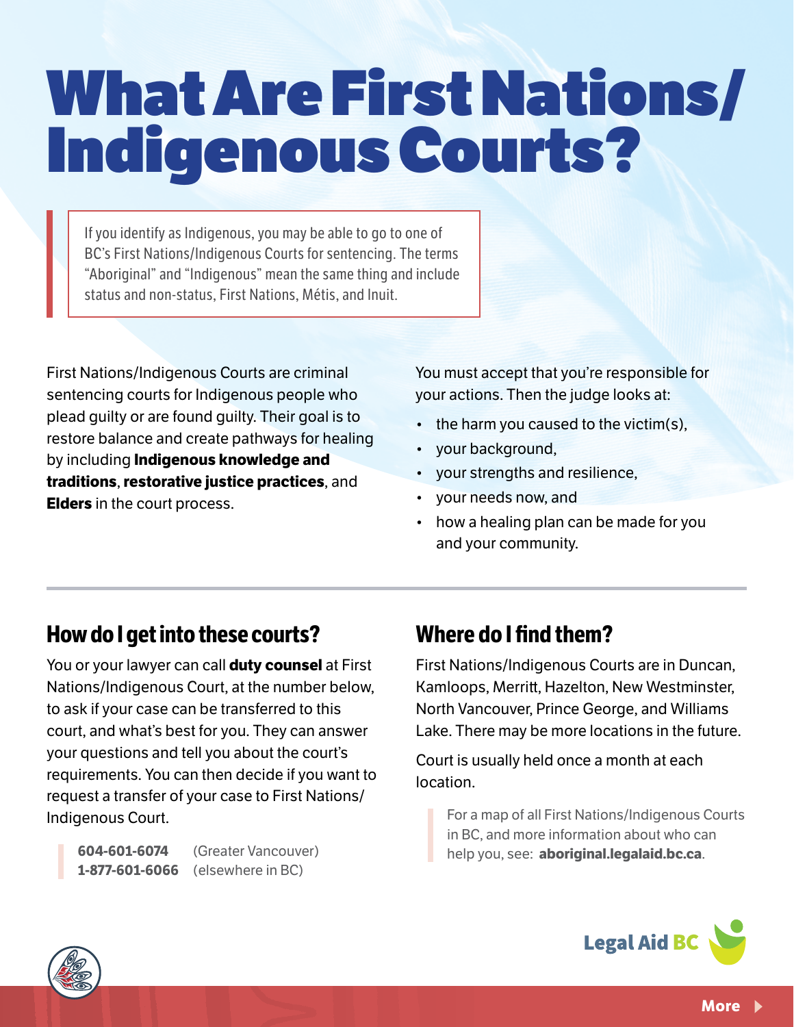# What Are First Nations/ Indigenous Courts?

> If you identify as Indigenous, you may be able to go to one of BC's First Nations/Indigenous Courts for sentencing. The terms "Aboriginal" and "Indigenous" mean the same thing and include status and non-status, First Nations, Métis, and Inuit.

First Nations/Indigenous Courts are criminal sentencing courts for Indigenous people who plead guilty or are found guilty. Their goal is to restore balance and create pathways for healing by including **Indigenous knowledge and traditions**, **restorative justice practices**, and **Elders** in the court process.

You must accept that you're responsible for your actions. Then the judge looks at:

- the harm you caused to the victim(s),
- your background,
- your strengths and resilience,
- your needs now, and
- how a healing plan can be made for you and your community.

## How do I get into these courts?

You or your lawyer can call **duty counsel** at First Nations/Indigenous Court, at the number below, to ask if your case can be transferred to this court, and what's best for you. They can answer your questions and tell you about the court's requirements. You can then decide if you want to request a transfer of your case to First Nations/ Indigenous Court.

**604-601-6074** (Greater Vancouver)
**1-877-601-6066** (elsewhere in BC)

## Where do I find them?

First Nations/Indigenous Courts are in Duncan, Kamloops, Merritt, Hazelton, New Westminster, North Vancouver, Prince George, and Williams Lake. There may be more locations in the future.

Court is usually held once a month at each location.

For a map of all First Nations/Indigenous Courts in BC, and more information about who can help you, see: **aboriginal.legalaid.bc.ca**.

Legal Aid BC

More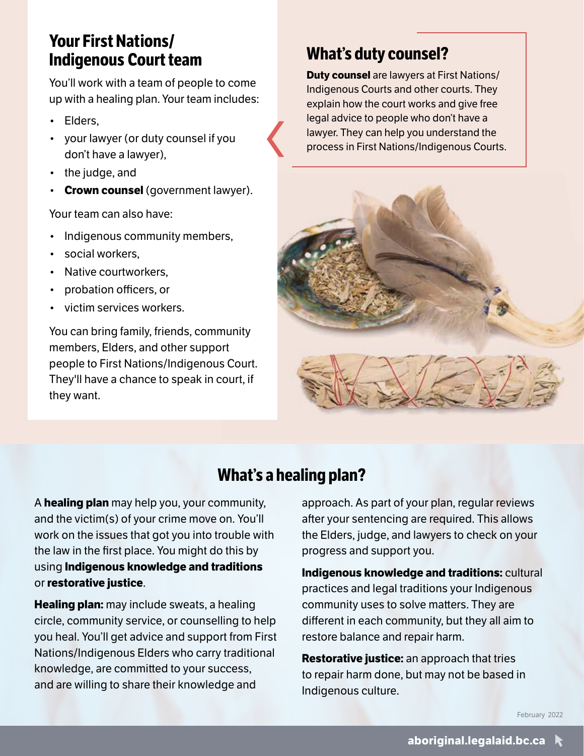## Your First Nations/ Indigenous Court team

You'll work with a team of people to come up with a healing plan. Your team includes:

- Elders,
- your lawyer (or duty counsel if you don't have a lawyer),
- the judge, and
- **Crown counsel** (government lawyer).

Your team can also have:

- Indigenous community members,
- social workers,
- Native courtworkers,
- probation officers, or
- victim services workers.

You can bring family, friends, community members, Elders, and other support people to First Nations/Indigenous Court. They'll have a chance to speak in court, if they want.

## What's duty counsel?

**Duty counsel** are lawyers at First Nations/ Indigenous Courts and other courts. They explain how the court works and give free legal advice to people who don't have a lawyer. They can help you understand the process in First Nations/Indigenous Courts.

## What's a healing plan?

A **healing plan** may help you, your community, and the victim(s) of your crime move on. You'll work on the issues that got you into trouble with the law in the first place. You might do this by using **Indigenous knowledge and traditions** or **restorative justice**.

**Healing plan:** may include sweats, a healing circle, community service, or counselling to help you heal. You'll get advice and support from First Nations/Indigenous Elders who carry traditional knowledge, are committed to your success, and are willing to share their knowledge and approach. As part of your plan, regular reviews after your sentencing are required. This allows the Elders, judge, and lawyers to check on your progress and support you.

**Indigenous knowledge and traditions:** cultural practices and legal traditions your Indigenous community uses to solve matters. They are different in each community, but they all aim to restore balance and repair harm.

**Restorative justice:** an approach that tries to repair harm done, but may not be based in Indigenous culture.

February 2022

aboriginal.legalaid.bc.ca